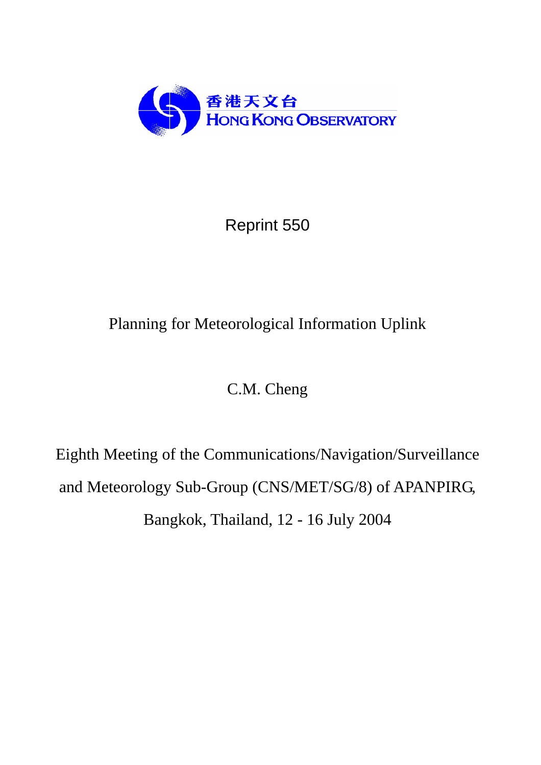香港天文台
HONG KONG OBSERVATORY

Reprint 550

# Planning for Meteorological Information Uplink

C.M. Cheng

Eighth Meeting of the Communications/Navigation/Surveillance and Meteorology Sub-Group (CNS/MET/SG/8) of APANPIRG, Bangkok, Thailand, 12 - 16 July 2004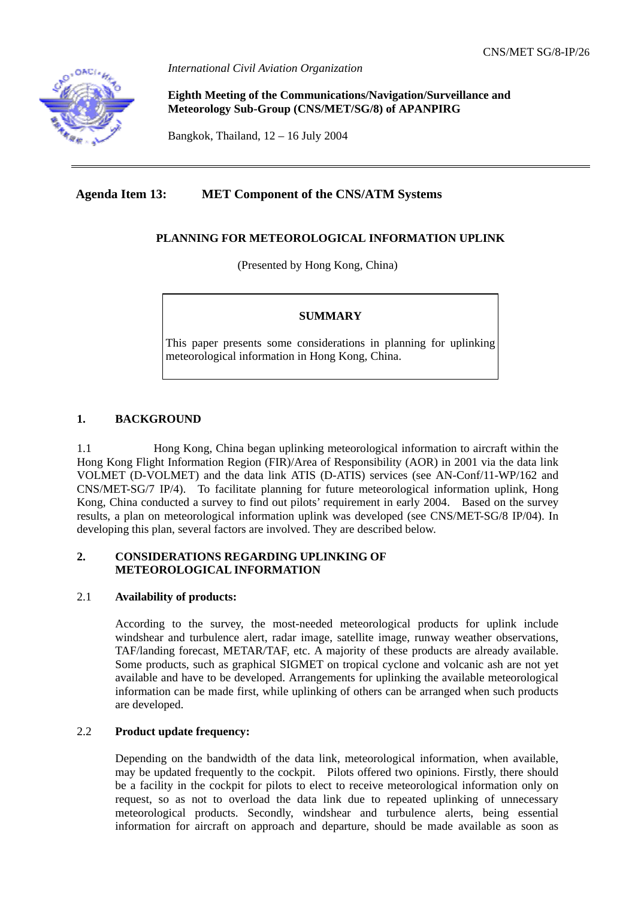CNS/MET SG/8-IP/26

*International Civil Aviation Organization*

**Eighth Meeting of the Communications/Navigation/Surveillance and Meteorology Sub-Group (CNS/MET/SG/8) of APANPIRG**

Bangkok, Thailand, 12 – 16 July 2004

---

## Agenda Item 13: MET Component of the CNS/ATM Systems

### PLANNING FOR METEOROLOGICAL INFORMATION UPLINK

(Presented by Hong Kong, China)

> **SUMMARY**
>
> This paper presents some considerations in planning for uplinking meteorological information in Hong Kong, China.

## 1. BACKGROUND

1.1 Hong Kong, China began uplinking meteorological information to aircraft within the Hong Kong Flight Information Region (FIR)/Area of Responsibility (AOR) in 2001 via the data link VOLMET (D-VOLMET) and the data link ATIS (D-ATIS) services (see AN-Conf/11-WP/162 and CNS/MET-SG/7 IP/4). To facilitate planning for future meteorological information uplink, Hong Kong, China conducted a survey to find out pilots' requirement in early 2004. Based on the survey results, a plan on meteorological information uplink was developed (see CNS/MET-SG/8 IP/04). In developing this plan, several factors are involved. They are described below.

## 2. CONSIDERATIONS REGARDING UPLINKING OF METEOROLOGICAL INFORMATION

2.1 **Availability of products:**

According to the survey, the most-needed meteorological products for uplink include windshear and turbulence alert, radar image, satellite image, runway weather observations, TAF/landing forecast, METAR/TAF, etc. A majority of these products are already available. Some products, such as graphical SIGMET on tropical cyclone and volcanic ash are not yet available and have to be developed. Arrangements for uplinking the available meteorological information can be made first, while uplinking of others can be arranged when such products are developed.

2.2 **Product update frequency:**

Depending on the bandwidth of the data link, meteorological information, when available, may be updated frequently to the cockpit. Pilots offered two opinions. Firstly, there should be a facility in the cockpit for pilots to elect to receive meteorological information only on request, so as not to overload the data link due to repeated uplinking of unnecessary meteorological products. Secondly, windshear and turbulence alerts, being essential information for aircraft on approach and departure, should be made available as soon as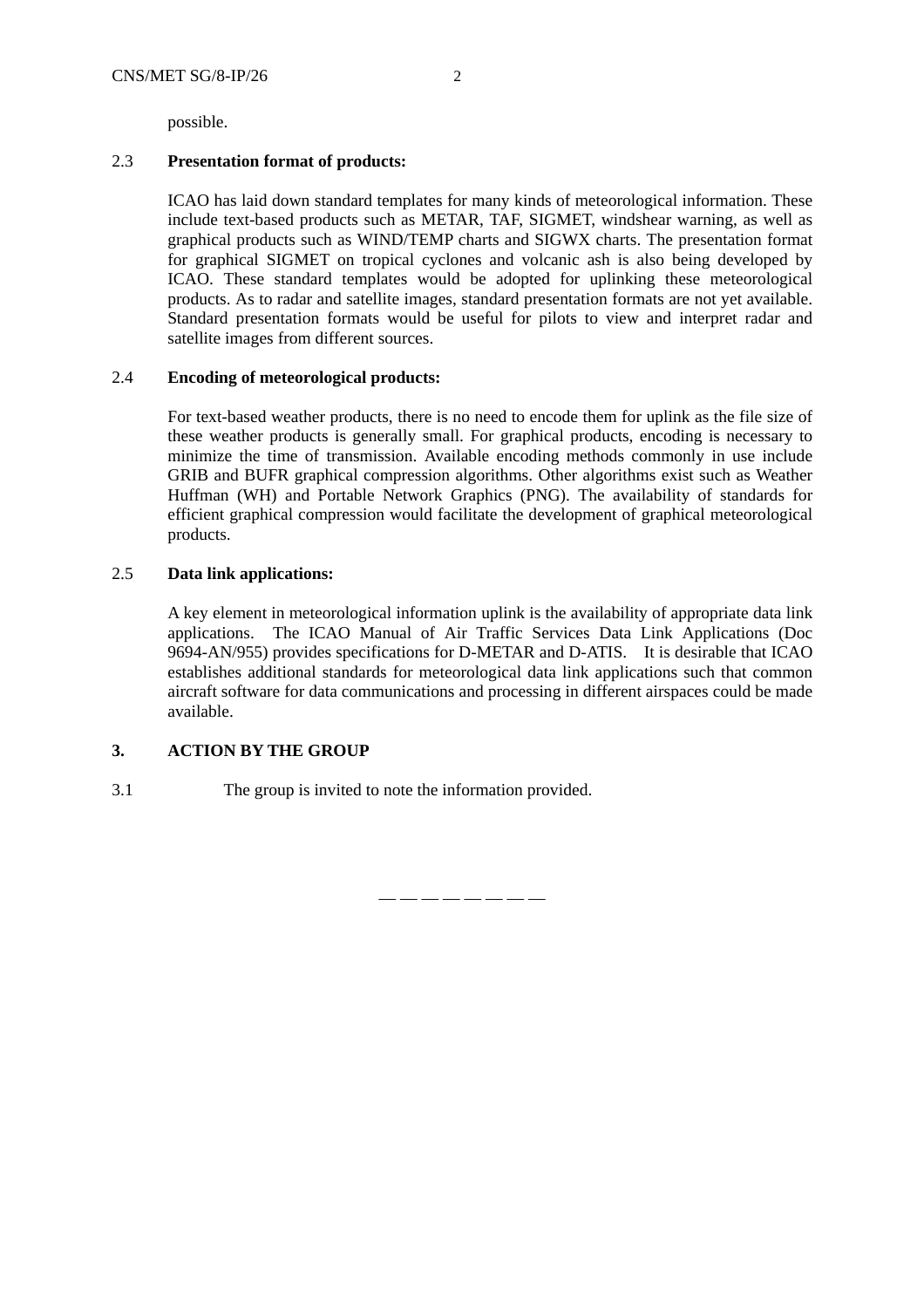possible.

2.3 **Presentation format of products:**

ICAO has laid down standard templates for many kinds of meteorological information. These include text-based products such as METAR, TAF, SIGMET, windshear warning, as well as graphical products such as WIND/TEMP charts and SIGWX charts. The presentation format for graphical SIGMET on tropical cyclones and volcanic ash is also being developed by ICAO. These standard templates would be adopted for uplinking these meteorological products. As to radar and satellite images, standard presentation formats are not yet available. Standard presentation formats would be useful for pilots to view and interpret radar and satellite images from different sources.

2.4 **Encoding of meteorological products:**

For text-based weather products, there is no need to encode them for uplink as the file size of these weather products is generally small. For graphical products, encoding is necessary to minimize the time of transmission. Available encoding methods commonly in use include GRIB and BUFR graphical compression algorithms. Other algorithms exist such as Weather Huffman (WH) and Portable Network Graphics (PNG). The availability of standards for efficient graphical compression would facilitate the development of graphical meteorological products.

2.5 **Data link applications:**

A key element in meteorological information uplink is the availability of appropriate data link applications. The ICAO Manual of Air Traffic Services Data Link Applications (Doc 9694-AN/955) provides specifications for D-METAR and D-ATIS. It is desirable that ICAO establishes additional standards for meteorological data link applications such that common aircraft software for data communications and processing in different airspaces could be made available.

## 3. ACTION BY THE GROUP

3.1 The group is invited to note the information provided.

— — — — — — — —